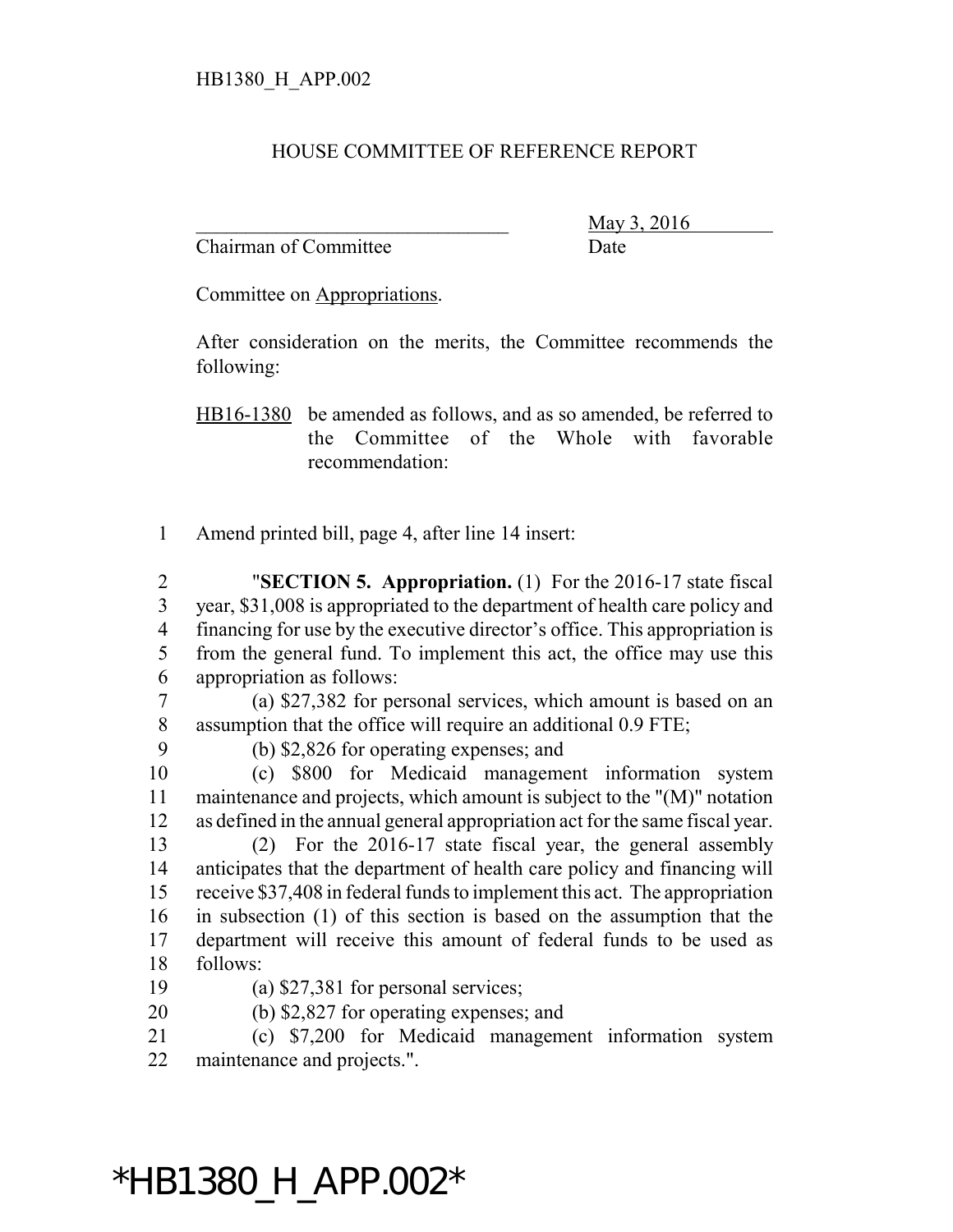HB1380_H_APP.002

HOUSE COMMITTEE OF REFERENCE REPORT

________________________________ May 3, 2016
Chairman of Committee Date

Committee on Appropriations.

After consideration on the merits, the Committee recommends the following:

HB16-1380 be amended as follows, and as so amended, be referred to the Committee of the Whole with favorable recommendation:

1 Amend printed bill, page 4, after line 14 insert:

2 "**SECTION 5. Appropriation.** (1) For the 2016-17 state fiscal
3 year, $31,008 is appropriated to the department of health care policy and
4 financing for use by the executive director's office. This appropriation is
5 from the general fund. To implement this act, the office may use this
6 appropriation as follows:

7 (a) $27,382 for personal services, which amount is based on an
8 assumption that the office will require an additional 0.9 FTE;

9 (b) $2,826 for operating expenses; and

10 (c) $800 for Medicaid management information system
11 maintenance and projects, which amount is subject to the "(M)" notation
12 as defined in the annual general appropriation act for the same fiscal year.

13 (2) For the 2016-17 state fiscal year, the general assembly
14 anticipates that the department of health care policy and financing will
15 receive $37,408 in federal funds to implement this act. The appropriation
16 in subsection (1) of this section is based on the assumption that the
17 department will receive this amount of federal funds to be used as
18 follows:

19 (a) $27,381 for personal services;

20 (b) $2,827 for operating expenses; and

21 (c) $7,200 for Medicaid management information system
22 maintenance and projects.".

*HB1380_H_APP.002*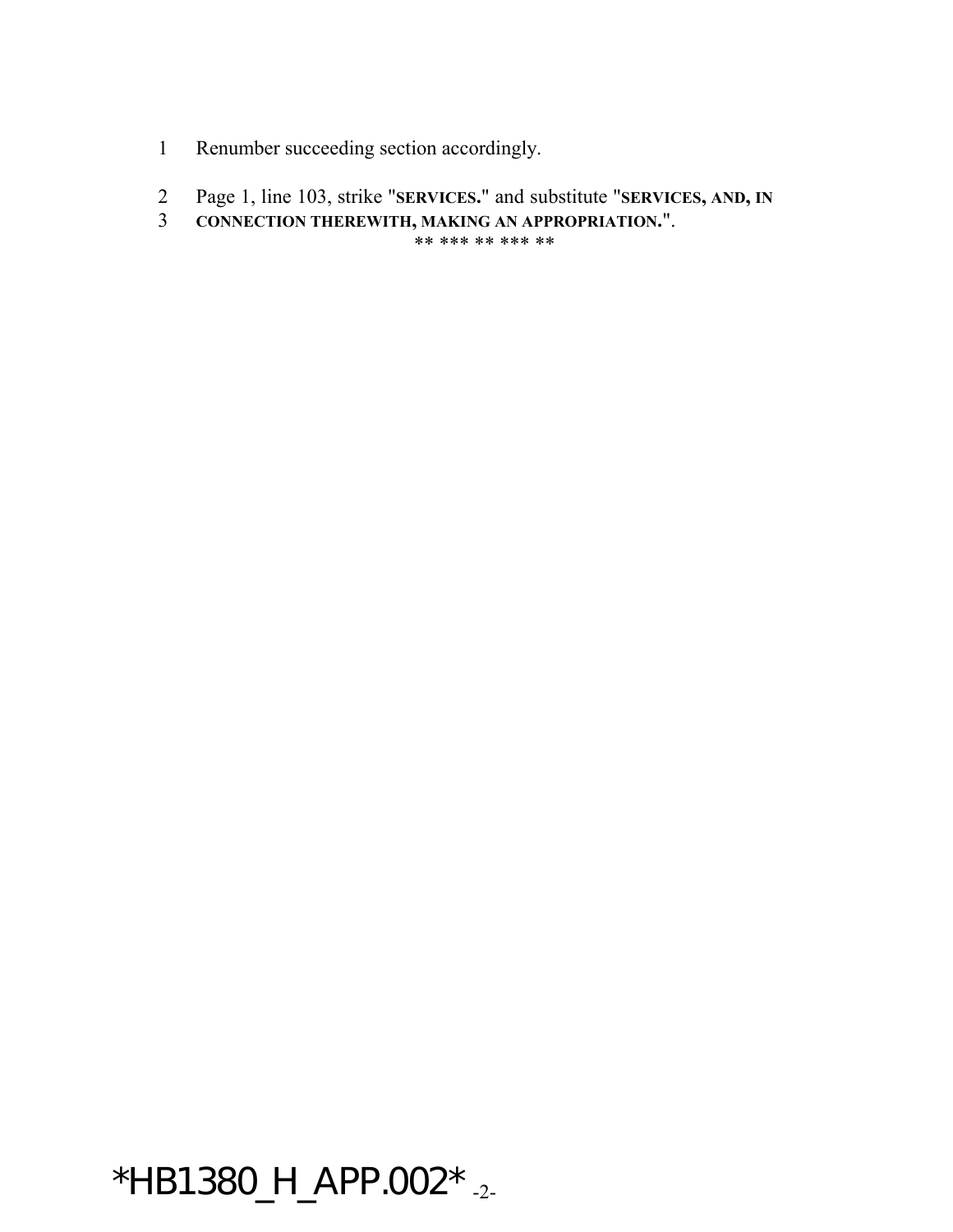1 Renumber succeeding section accordingly.

2 Page 1, line 103, strike "**SERVICES.**" and substitute "**SERVICES, AND, IN**
3 **CONNECTION THEREWITH, MAKING AN APPROPRIATION.**".

** *** ** *** **

*HB1380_H_APP.002*